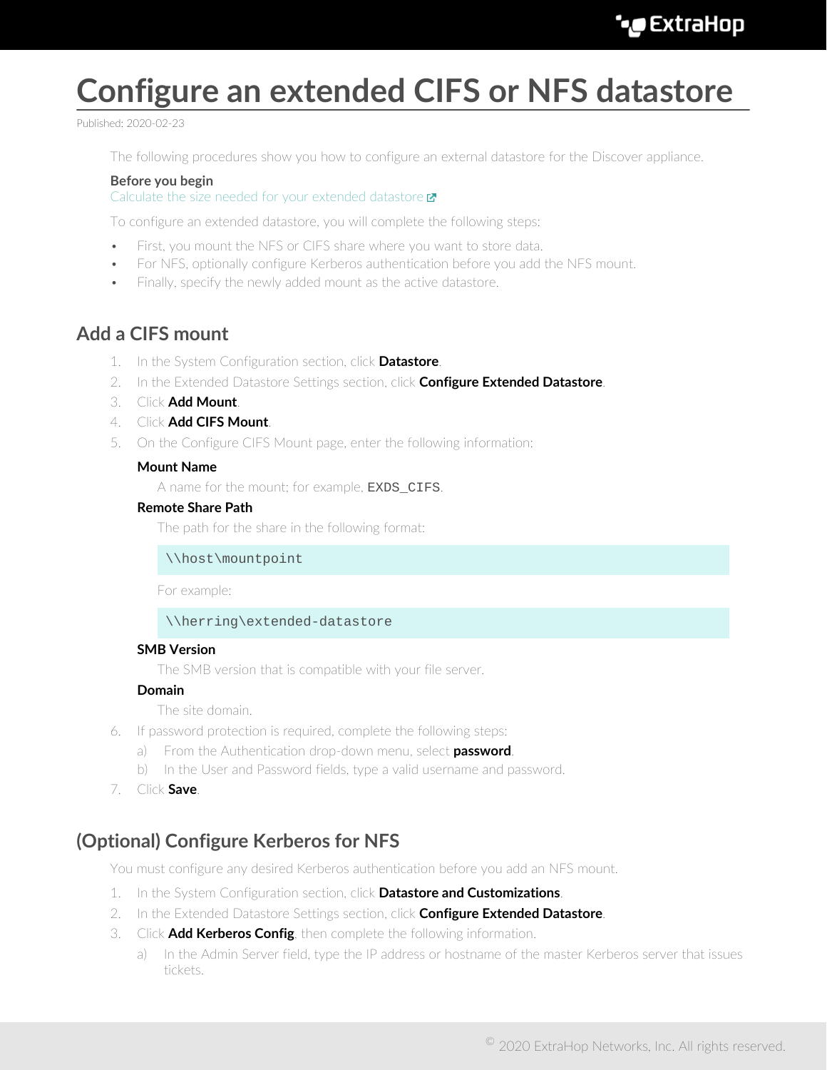# Configure an extended CIFS or NFS datastore

Published: 2020-02-23

The following procedures show you how to configure an external datastore for the Discover appliance.

**Before you begin**

Calculate the size needed for your extended datastore

To configure an extended datastore, you will complete the following steps:

- First, you mount the NFS or CIFS share where you want to store data.
- For NFS, optionally configure Kerberos authentication before you add the NFS mount.
- Finally, specify the newly added mount as the active datastore.

## Add a CIFS mount

1. In the System Configuration section, click **Datastore**.
2. In the Extended Datastore Settings section, click **Configure Extended Datastore**.
3. Click **Add Mount**.
4. Click **Add CIFS Mount**.
5. On the Configure CIFS Mount page, enter the following information:

   **Mount Name**

   A name for the mount; for example, `EXDS_CIFS`.

   **Remote Share Path**

   The path for the share in the following format:

   ```
   \\host\mountpoint
   ```

   For example:

   ```
   \\herring\extended-datastore
   ```

   **SMB Version**

   The SMB version that is compatible with your file server.

   **Domain**

   The site domain.

6. If password protection is required, complete the following steps:
   a) From the Authentication drop-down menu, select **password**.
   b) In the User and Password fields, type a valid username and password.
7. Click **Save**.

## (Optional) Configure Kerberos for NFS

You must configure any desired Kerberos authentication before you add an NFS mount.

1. In the System Configuration section, click **Datastore and Customizations**.
2. In the Extended Datastore Settings section, click **Configure Extended Datastore**.
3. Click **Add Kerberos Config**, then complete the following information.
   a) In the Admin Server field, type the IP address or hostname of the master Kerberos server that issues tickets.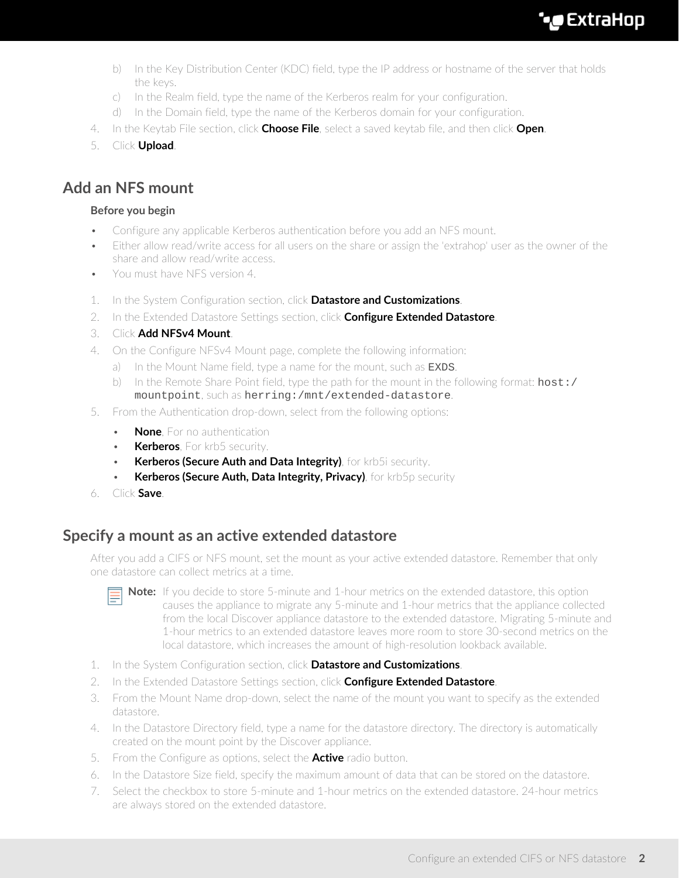b) In the Key Distribution Center (KDC) field, type the IP address or hostname of the server that holds the keys.
c) In the Realm field, type the name of the Kerberos realm for your configuration.
d) In the Domain field, type the name of the Kerberos domain for your configuration.

4. In the Keytab File section, click **Choose File**, select a saved keytab file, and then click **Open**.
5. Click **Upload**.

## Add an NFS mount

### Before you begin

- Configure any applicable Kerberos authentication before you add an NFS mount.
- Either allow read/write access for all users on the share or assign the 'extrahop' user as the owner of the share and allow read/write access.
- You must have NFS version 4.

1. In the System Configuration section, click **Datastore and Customizations**.
2. In the Extended Datastore Settings section, click **Configure Extended Datastore**.
3. Click **Add NFSv4 Mount**.
4. On the Configure NFSv4 Mount page, complete the following information:
   a) In the Mount Name field, type a name for the mount, such as `EXDS`.
   b) In the Remote Share Point field, type the path for the mount in the following format: `host:/mountpoint`, such as `herring:/mnt/extended-datastore`.
5. From the Authentication drop-down, select from the following options:
   - **None**, For no authentication
   - **Kerberos**, For krb5 security.
   - **Kerberos (Secure Auth and Data Integrity)**, for krb5i security.
   - **Kerberos (Secure Auth, Data Integrity, Privacy)**, for krb5p security
6. Click **Save**.

## Specify a mount as an active extended datastore

After you add a CIFS or NFS mount, set the mount as your active extended datastore. Remember that only one datastore can collect metrics at a time.

> **Note:** If you decide to store 5-minute and 1-hour metrics on the extended datastore, this option causes the appliance to migrate any 5-minute and 1-hour metrics that the appliance collected from the local Discover appliance datastore to the extended datastore. Migrating 5-minute and 1-hour metrics to an extended datastore leaves more room to store 30-second metrics on the local datastore, which increases the amount of high-resolution lookback available.

1. In the System Configuration section, click **Datastore and Customizations**.
2. In the Extended Datastore Settings section, click **Configure Extended Datastore**.
3. From the Mount Name drop-down, select the name of the mount you want to specify as the extended datastore.
4. In the Datastore Directory field, type a name for the datastore directory. The directory is automatically created on the mount point by the Discover appliance.
5. From the Configure as options, select the **Active** radio button.
6. In the Datastore Size field, specify the maximum amount of data that can be stored on the datastore.
7. Select the checkbox to store 5-minute and 1-hour metrics on the extended datastore. 24-hour metrics are always stored on the extended datastore.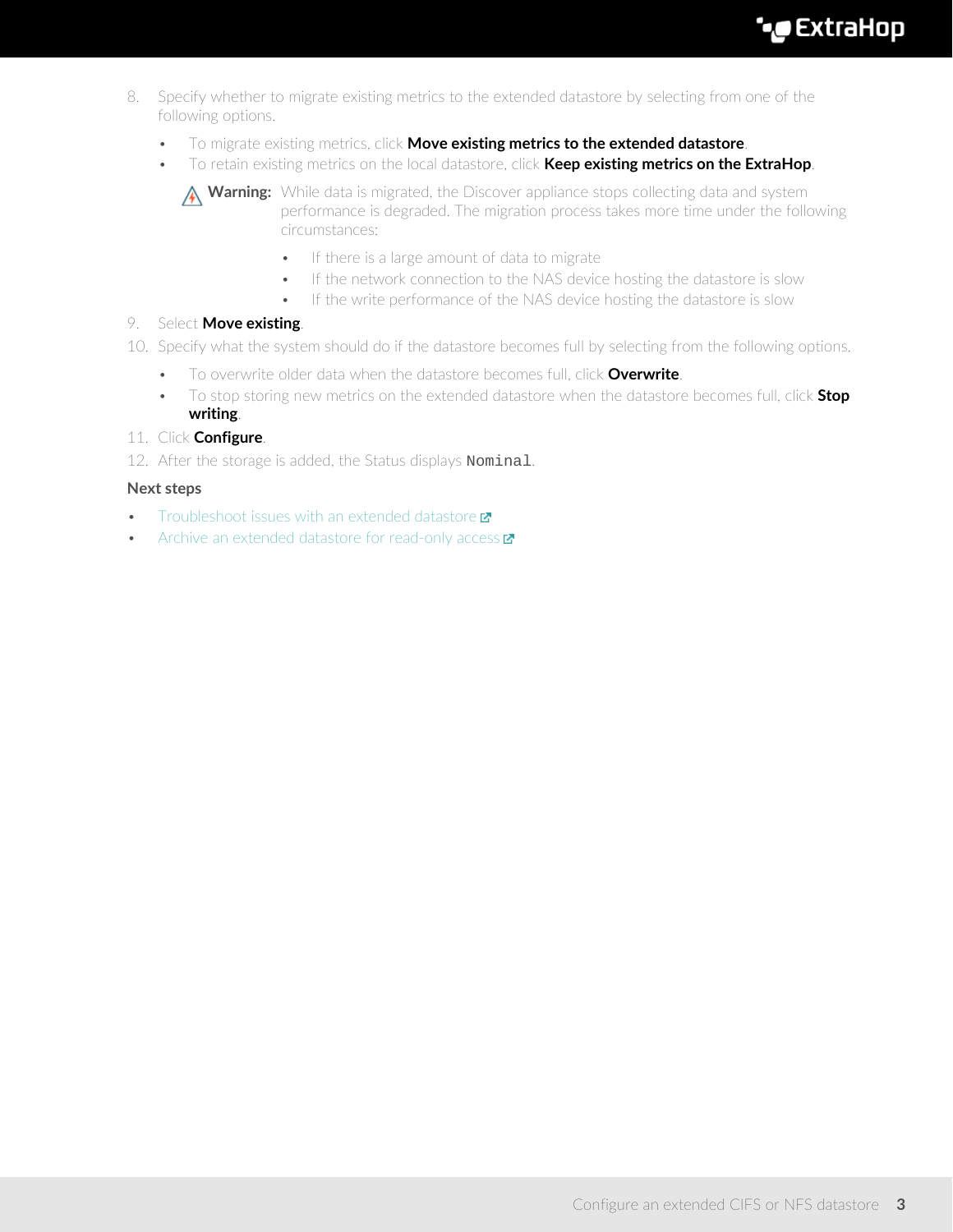8. Specify whether to migrate existing metrics to the extended datastore by selecting from one of the following options.
   - To migrate existing metrics, click **Move existing metrics to the extended datastore**.
   - To retain existing metrics on the local datastore, click **Keep existing metrics on the ExtraHop**.

   **Warning:** While data is migrated, the Discover appliance stops collecting data and system performance is degraded. The migration process takes more time under the following circumstances:

   - If there is a large amount of data to migrate
   - If the network connection to the NAS device hosting the datastore is slow
   - If the write performance of the NAS device hosting the datastore is slow
9. Select **Move existing**.
10. Specify what the system should do if the datastore becomes full by selecting from the following options.
    - To overwrite older data when the datastore becomes full, click **Overwrite**.
    - To stop storing new metrics on the extended datastore when the datastore becomes full, click **Stop writing**.
11. Click **Configure**.
12. After the storage is added, the Status displays `Nominal`.

**Next steps**

- Troubleshoot issues with an extended datastore
- Archive an extended datastore for read-only access